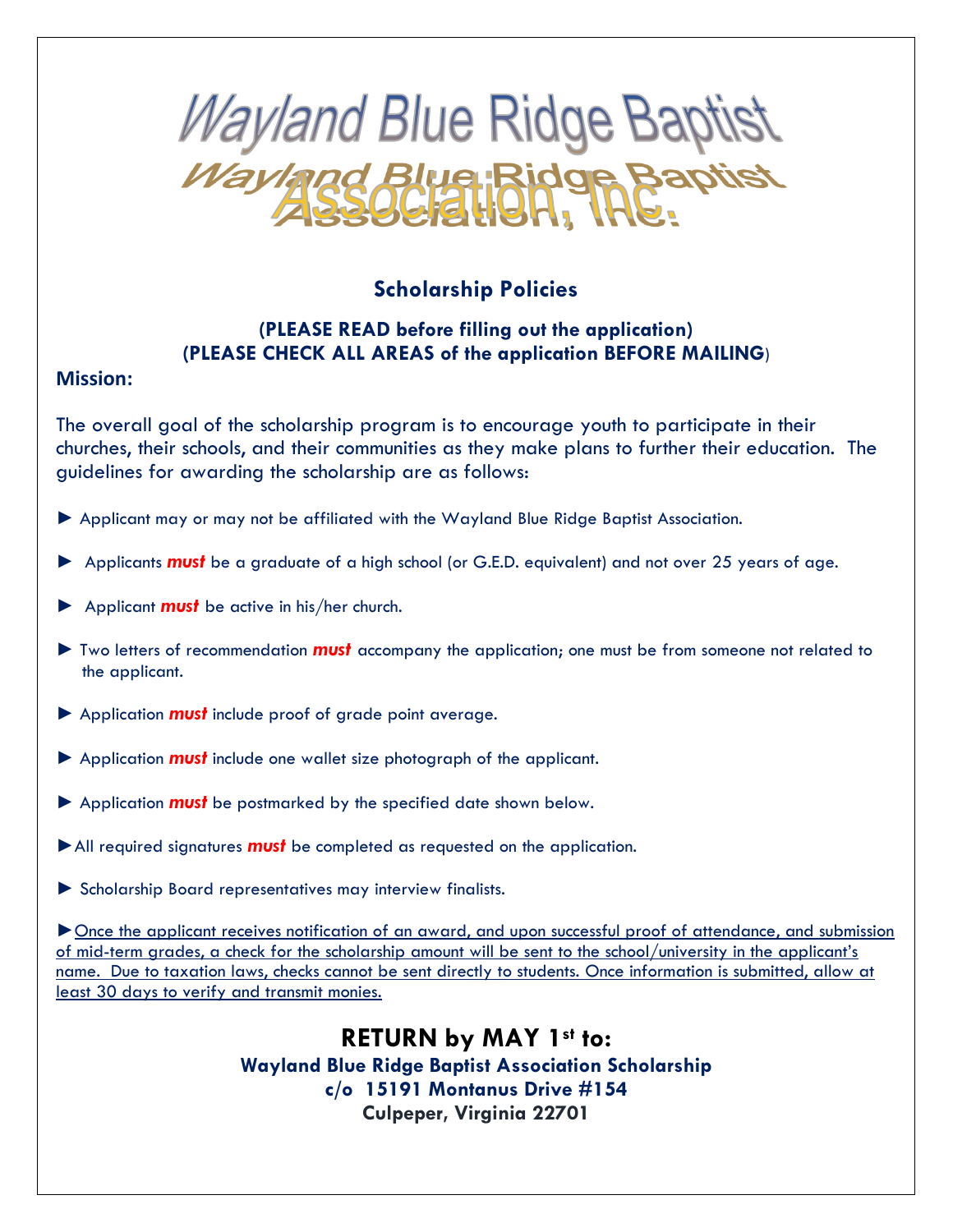# Wayland Blue Ridge Baptist Association, Inc.

## Scholarship Policies

**(PLEASE READ before filling out the application)**
**(PLEASE CHECK ALL AREAS of the application BEFORE MAILING)**

**Mission:**

The overall goal of the scholarship program is to encourage youth to participate in their churches, their schools, and their communities as they make plans to further their education. The guidelines for awarding the scholarship are as follows:

► Applicant may or may not be affiliated with the Wayland Blue Ridge Baptist Association.

► Applicants ***must*** be a graduate of a high school (or G.E.D. equivalent) and not over 25 years of age.

► Applicant ***must*** be active in his/her church.

► Two letters of recommendation ***must*** accompany the application; one must be from someone not related to the applicant.

► Application ***must*** include proof of grade point average.

► Application ***must*** include one wallet size photograph of the applicant.

► Application ***must*** be postmarked by the specified date shown below.

► All required signatures ***must*** be completed as requested on the application.

► Scholarship Board representatives may interview finalists.

► <u>Once the applicant receives notification of an award, and upon successful proof of attendance, and submission of mid-term grades, a check for the scholarship amount will be sent to the school/university in the applicant's name. Due to taxation laws, checks cannot be sent directly to students. Once information is submitted, allow at least 30 days to verify and transmit monies.</u>

**RETURN by MAY 1st to:**
**Wayland Blue Ridge Baptist Association Scholarship**
**c/o 15191 Montanus Drive #154**
**Culpeper, Virginia 22701**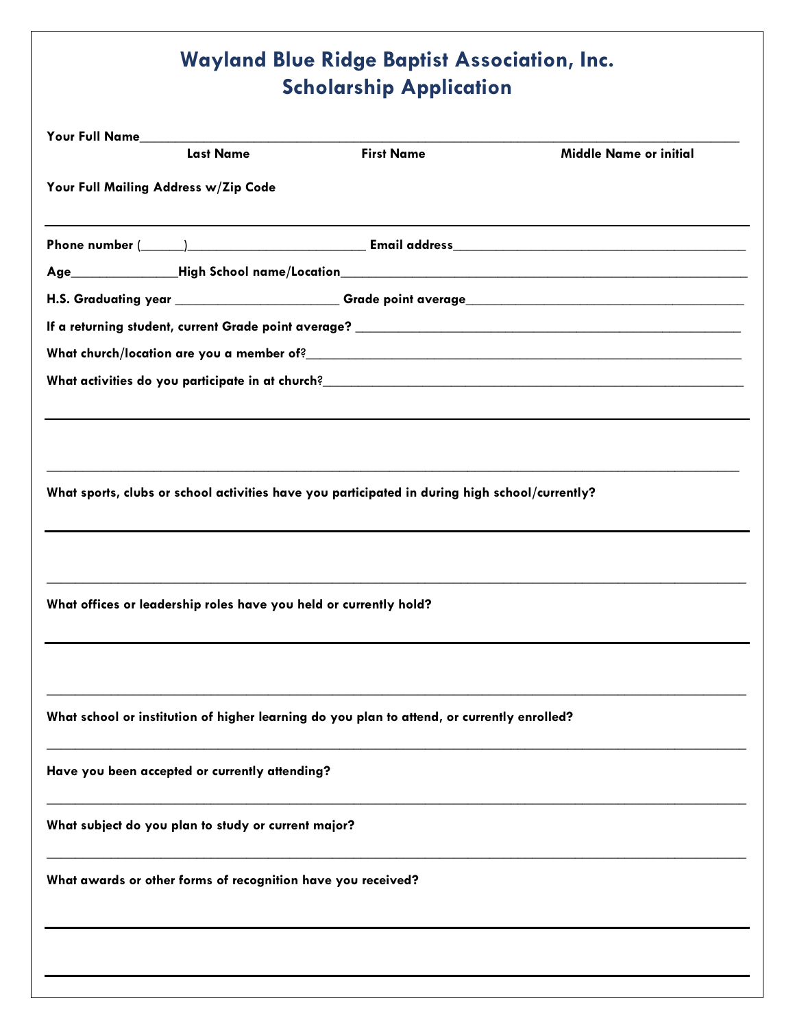# Wayland Blue Ridge Baptist Association, Inc.
# Scholarship Application

**Your Full Name**_______________________________________________________________

**Last Name** **First Name** **Middle Name or initial**

**Your Full Mailing Address w/Zip Code**

---

**Phone number** (______)_________________________ **Email address**_________________________________________

**Age**_______________**High School name/Location**_________________________________________________________

**H.S. Graduating year** _______________________ **Grade point average**_______________________________________

**If a returning student, current Grade point average?** _______________________________________________________

**What church/location are you a member of?**______________________________________________________________

**What activities do you participate in at church?**__________________________________________________________

---

_____________________________________________________________________________________________

**What sports, clubs or school activities have you participated in during high school/currently?**

---

_____________________________________________________________________________________________

**What offices or leadership roles have you held or currently hold?**

---

_____________________________________________________________________________________________

**What school or institution of higher learning do you plan to attend, or currently enrolled?**

_____________________________________________________________________________________________

**Have you been accepted or currently attending?**

_____________________________________________________________________________________________

**What subject do you plan to study or current major?**

_____________________________________________________________________________________________

**What awards or other forms of recognition have you received?**

---

---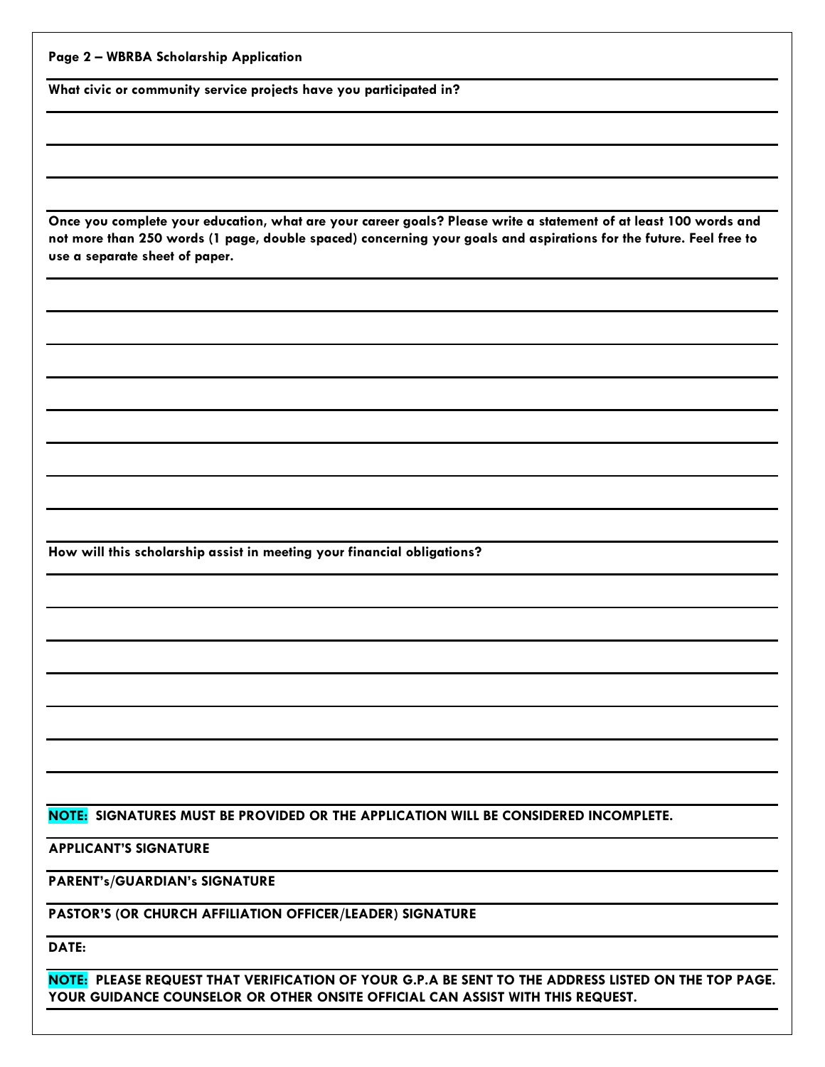**Page 2 – WBRBA Scholarship Application**

**What civic or community service projects have you participated in?**

**Once you complete your education, what are your career goals? Please write a statement of at least 100 words and not more than 250 words (1 page, double spaced) concerning your goals and aspirations for the future. Feel free to use a separate sheet of paper.**

**How will this scholarship assist in meeting your financial obligations?**

**NOTE: SIGNATURES MUST BE PROVIDED OR THE APPLICATION WILL BE CONSIDERED INCOMPLETE.**

**APPLICANT'S SIGNATURE**

**PARENT's/GUARDIAN's SIGNATURE**

**PASTOR'S (OR CHURCH AFFILIATION OFFICER/LEADER) SIGNATURE**

**DATE:**

**NOTE: PLEASE REQUEST THAT VERIFICATION OF YOUR G.P.A BE SENT TO THE ADDRESS LISTED ON THE TOP PAGE. YOUR GUIDANCE COUNSELOR OR OTHER ONSITE OFFICIAL CAN ASSIST WITH THIS REQUEST.**